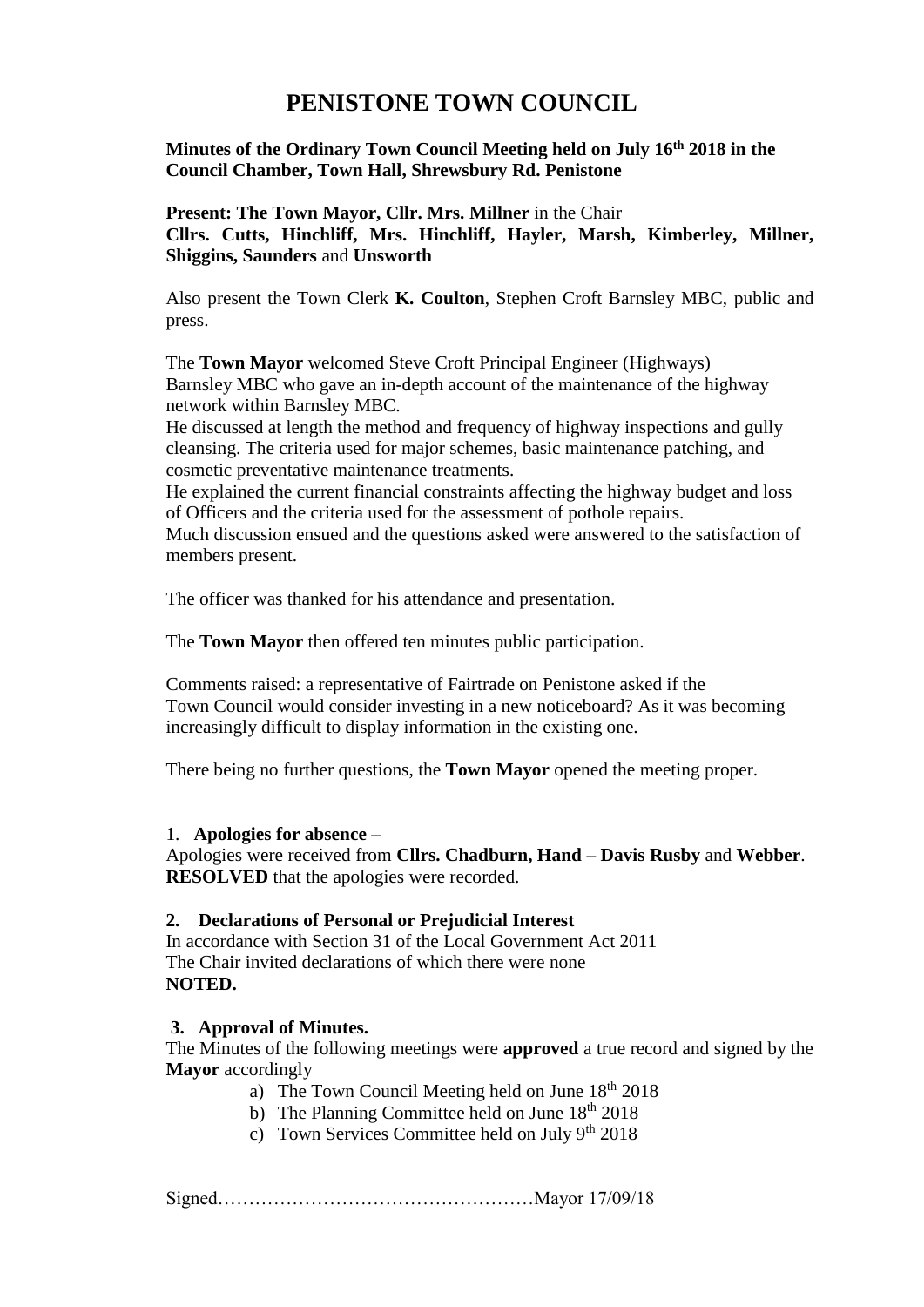# PENISTONE TOWN COUNCIL

**Minutes of the Ordinary Town Council Meeting held on July 16th 2018 in the Council Chamber, Town Hall, Shrewsbury Rd. Penistone**

**Present: The Town Mayor, Cllr. Mrs. Millner** in the Chair
**Cllrs. Cutts, Hinchliff, Mrs. Hinchliff, Hayler, Marsh, Kimberley, Millner, Shiggins, Saunders** and **Unsworth**

Also present the Town Clerk **K. Coulton**, Stephen Croft Barnsley MBC, public and press.

The **Town Mayor** welcomed Steve Croft Principal Engineer (Highways) Barnsley MBC who gave an in-depth account of the maintenance of the highway network within Barnsley MBC.
He discussed at length the method and frequency of highway inspections and gully cleansing. The criteria used for major schemes, basic maintenance patching, and cosmetic preventative maintenance treatments.
He explained the current financial constraints affecting the highway budget and loss of Officers and the criteria used for the assessment of pothole repairs.
Much discussion ensued and the questions asked were answered to the satisfaction of members present.

The officer was thanked for his attendance and presentation.

The **Town Mayor** then offered ten minutes public participation.

Comments raised: a representative of Fairtrade on Penistone asked if the Town Council would consider investing in a new noticeboard? As it was becoming increasingly difficult to display information in the existing one.

There being no further questions, the **Town Mayor** opened the meeting proper.

1. **Apologies for absence** –
Apologies were received from **Cllrs. Chadburn, Hand** – **Davis Rusby** and **Webber**.
**RESOLVED** that the apologies were recorded.

**2. Declarations of Personal or Prejudicial Interest**
In accordance with Section 31 of the Local Government Act 2011
The Chair invited declarations of which there were none
**NOTED.**

**3. Approval of Minutes.**
The Minutes of the following meetings were **approved** a true record and signed by the **Mayor** accordingly

a) The Town Council Meeting held on June 18th 2018
b) The Planning Committee held on June 18th 2018
c) Town Services Committee held on July 9th 2018

Signed……………………………………………Mayor 17/09/18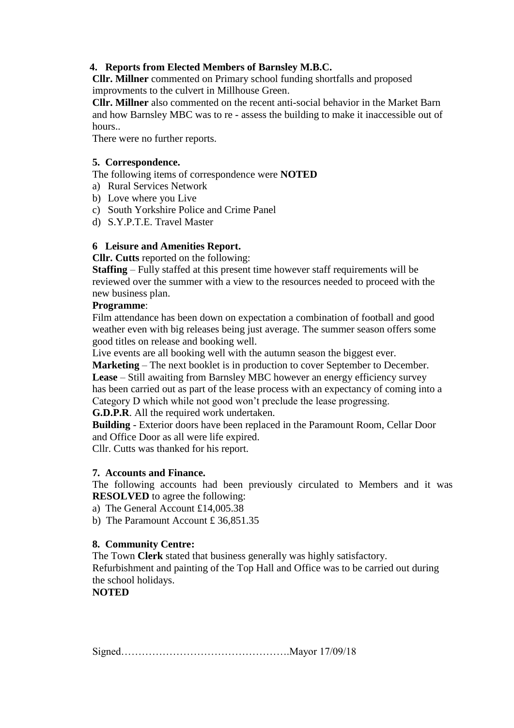**4. Reports from Elected Members of Barnsley M.B.C.**

**Cllr. Millner** commented on Primary school funding shortfalls and proposed improvments to the culvert in Millhouse Green.

**Cllr. Millner** also commented on the recent anti-social behavior in the Market Barn and how Barnsley MBC was to re - assess the building to make it inaccessible out of hours..

There were no further reports.

**5. Correspondence.**

The following items of correspondence were **NOTED**

a) Rural Services Network
b) Love where you Live
c) South Yorkshire Police and Crime Panel
d) S.Y.P.T.E. Travel Master

**6 Leisure and Amenities Report.**

**Cllr. Cutts** reported on the following:

**Staffing** – Fully staffed at this present time however staff requirements will be reviewed over the summer with a view to the resources needed to proceed with the new business plan.

**Programme**:

Film attendance has been down on expectation a combination of football and good weather even with big releases being just average. The summer season offers some good titles on release and booking well.

Live events are all booking well with the autumn season the biggest ever.

**Marketing** – The next booklet is in production to cover September to December.

**Lease** – Still awaiting from Barnsley MBC however an energy efficiency survey has been carried out as part of the lease process with an expectancy of coming into a Category D which while not good won't preclude the lease progressing.

**G.D.P.R**. All the required work undertaken.

**Building** - Exterior doors have been replaced in the Paramount Room, Cellar Door and Office Door as all were life expired.

Cllr. Cutts was thanked for his report.

**7. Accounts and Finance.**

The following accounts had been previously circulated to Members and it was **RESOLVED** to agree the following:

a) The General Account £14,005.38
b) The Paramount Account £ 36,851.35

**8. Community Centre:**

The Town **Clerk** stated that business generally was highly satisfactory.

Refurbishment and painting of the Top Hall and Office was to be carried out during the school holidays.

**NOTED**

Signed………………………………………….Mayor 17/09/18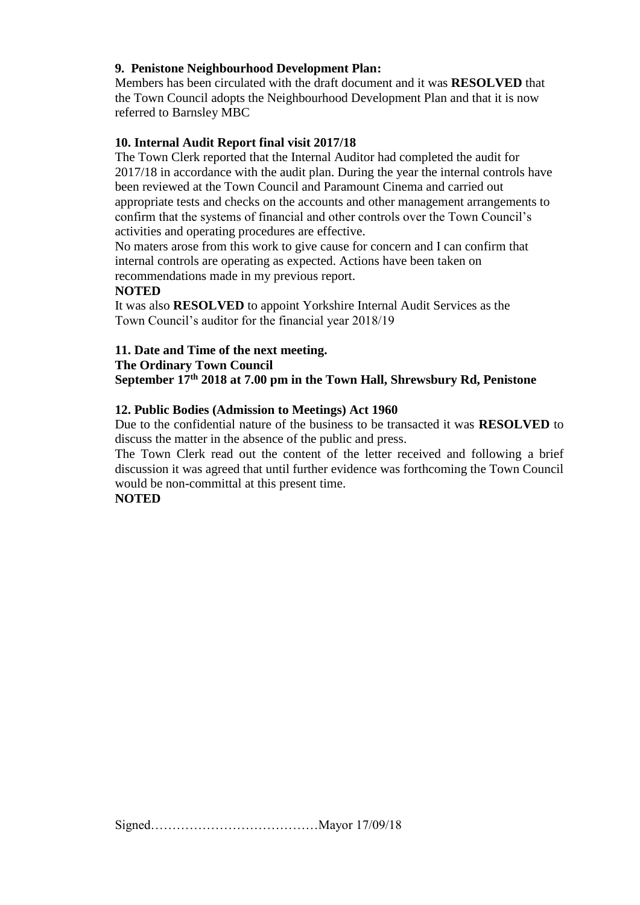**9. Penistone Neighbourhood Development Plan:**

Members has been circulated with the draft document and it was **RESOLVED** that the Town Council adopts the Neighbourhood Development Plan and that it is now referred to Barnsley MBC

**10. Internal Audit Report final visit 2017/18**

The Town Clerk reported that the Internal Auditor had completed the audit for 2017/18 in accordance with the audit plan. During the year the internal controls have been reviewed at the Town Council and Paramount Cinema and carried out appropriate tests and checks on the accounts and other management arrangements to confirm that the systems of financial and other controls over the Town Council's activities and operating procedures are effective.

No maters arose from this work to give cause for concern and I can confirm that internal controls are operating as expected. Actions have been taken on recommendations made in my previous report.

**NOTED**

It was also **RESOLVED** to appoint Yorkshire Internal Audit Services as the Town Council's auditor for the financial year 2018/19

**11. Date and Time of the next meeting.**

**The Ordinary Town Council**

**September 17th 2018 at 7.00 pm in the Town Hall, Shrewsbury Rd, Penistone**

**12. Public Bodies (Admission to Meetings) Act 1960**

Due to the confidential nature of the business to be transacted it was **RESOLVED** to discuss the matter in the absence of the public and press.

The Town Clerk read out the content of the letter received and following a brief discussion it was agreed that until further evidence was forthcoming the Town Council would be non-committal at this present time.

**NOTED**

Signed…………………………………Mayor 17/09/18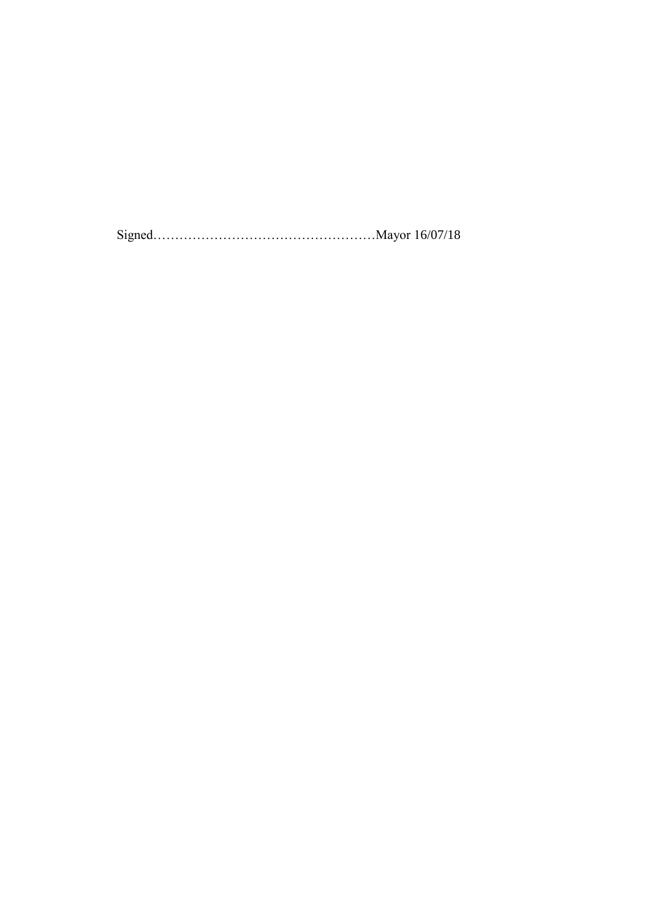Signed……………………………………………Mayor 16/07/18